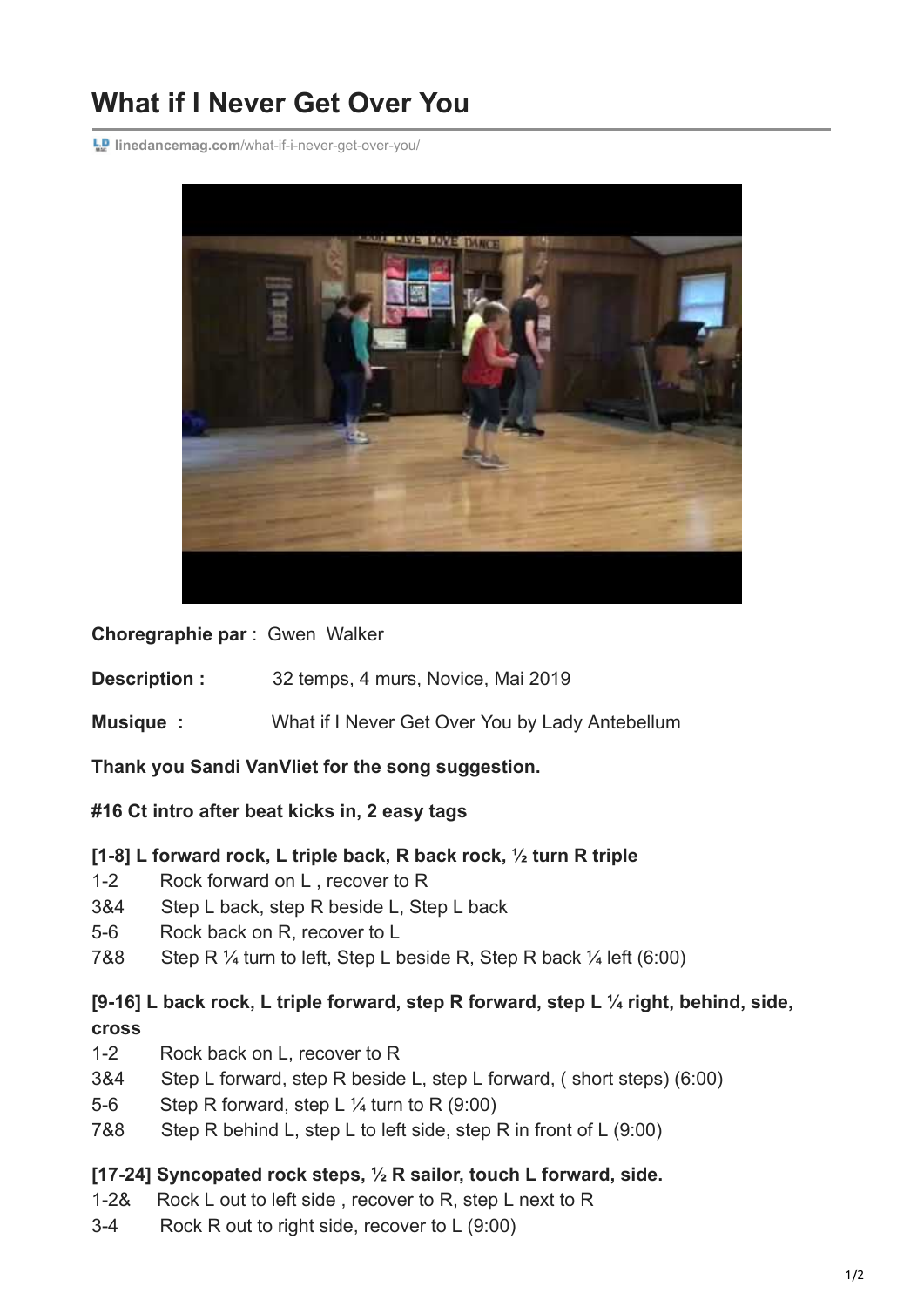# What if I Never Get Over You

linedancemag.com/what-if-i-never-get-over-you/

**Choregraphie par** : Gwen Walker

**Description :** 32 temps, 4 murs, Novice, Mai 2019

**Musique :** What if I Never Get Over You by Lady Antebellum

**Thank you Sandi VanVliet for the song suggestion.**

**#16 Ct intro after beat kicks in, 2 easy tags**

**[1-8] L forward rock, L triple back, R back rock, ½ turn R triple**

1-2 Rock forward on L , recover to R
3&4 Step L back, step R beside L, Step L back
5-6 Rock back on R, recover to L
7&8 Step R ¼ turn to left, Step L beside R, Step R back ¼ left (6:00)

**[9-16] L back rock, L triple forward, step R forward, step L ¼ right, behind, side, cross**

1-2 Rock back on L, recover to R
3&4 Step L forward, step R beside L, step L forward, ( short steps) (6:00)
5-6 Step R forward, step L ¼ turn to R (9:00)
7&8 Step R behind L, step L to left side, step R in front of L (9:00)

**[17-24] Syncopated rock steps, ½ R sailor, touch L forward, side.**

1-2& Rock L out to left side , recover to R, step L next to R
3-4 Rock R out to right side, recover to L (9:00)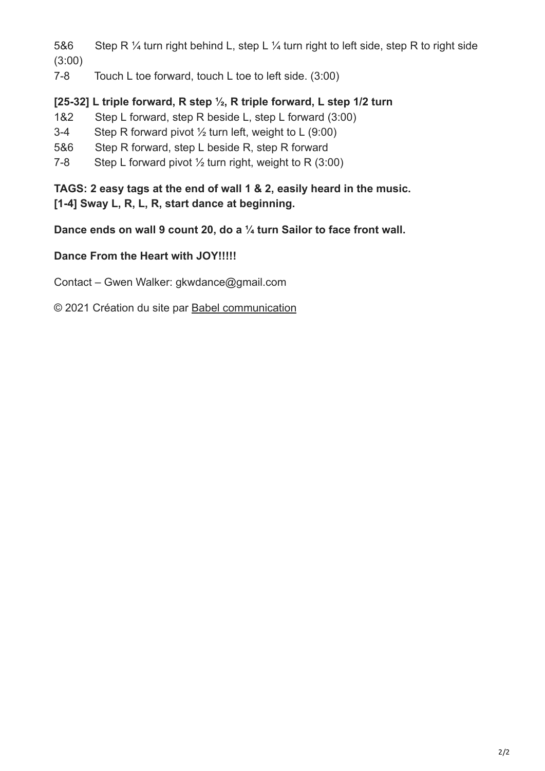5&6 Step R ¼ turn right behind L, step L ¼ turn right to left side, step R to right side (3:00)

7-8 Touch L toe forward, touch L toe to left side. (3:00)

**[25-32] L triple forward, R step ½, R triple forward, L step 1/2 turn**

1&2 Step L forward, step R beside L, step L forward (3:00)

3-4 Step R forward pivot ½ turn left, weight to L (9:00)

5&6 Step R forward, step L beside R, step R forward

7-8 Step L forward pivot ½ turn right, weight to R (3:00)

**TAGS: 2 easy tags at the end of wall 1 & 2, easily heard in the music.**
**[1-4] Sway L, R, L, R, start dance at beginning.**

**Dance ends on wall 9 count 20, do a ¼ turn Sailor to face front wall.**

**Dance From the Heart with JOY!!!!!**

Contact – Gwen Walker: gkwdance@gmail.com

© 2021 Création du site par Babel communication